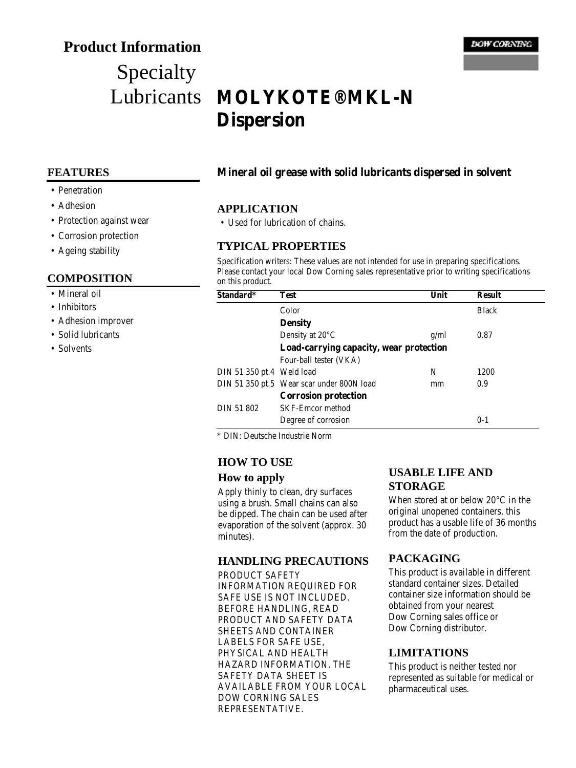# Product Information

## Specialty Lubricants

# MOLYKOTE® MKL-N Dispersion

## FEATURES

- Penetration
- Adhesion
- Protection against wear
- Corrosion protection
- Ageing stability

## COMPOSITION

- Mineral oil
- Inhibitors
- Adhesion improver
- Solid lubricants
- Solvents

**Mineral oil grease with solid lubricants dispersed in solvent**

## APPLICATION

- Used for lubrication of chains.

## TYPICAL PROPERTIES

Specification writers: These values are not intended for use in preparing specifications. Please contact your local Dow Corning sales representative prior to writing specifications on this product.

| Standard* | Test | Unit | Result |
|---|---|---|---|
| | Color | | Black |
| | **Density** | | |
| | Density at 20°C | g/ml | 0.87 |
| | **Load-carrying capacity, wear protection** | | |
| | Four-ball tester (VKA) | | |
| DIN 51 350 pt.4 | Weld load | N | 1200 |
| DIN 51 350 pt.5 | Wear scar under 800N load | mm | 0.9 |
| | **Corrosion protection** | | |
| DIN 51 802 | SKF-Emcor method | | |
| | Degree of corrosion | | 0-1 |

* DIN: Deutsche Industrie Norm

## HOW TO USE

### How to apply

Apply thinly to clean, dry surfaces using a brush. Small chains can also be dipped. The chain can be used after evaporation of the solvent (approx. 30 minutes).

## HANDLING PRECAUTIONS

PRODUCT SAFETY INFORMATION REQUIRED FOR SAFE USE IS NOT INCLUDED. BEFORE HANDLING, READ PRODUCT AND SAFETY DATA SHEETS AND CONTAINER LABELS FOR SAFE USE, PHYSICAL AND HEALTH HAZARD INFORMATION. THE SAFETY DATA SHEET IS AVAILABLE FROM YOUR LOCAL DOW CORNING SALES REPRESENTATIVE.

## USABLE LIFE AND STORAGE

When stored at or below 20°C in the original unopened containers, this product has a usable life of 36 months from the date of production.

## PACKAGING

This product is available in different standard container sizes. Detailed container size information should be obtained from your nearest Dow Corning sales office or Dow Corning distributor.

## LIMITATIONS

This product is neither tested nor represented as suitable for medical or pharmaceutical uses.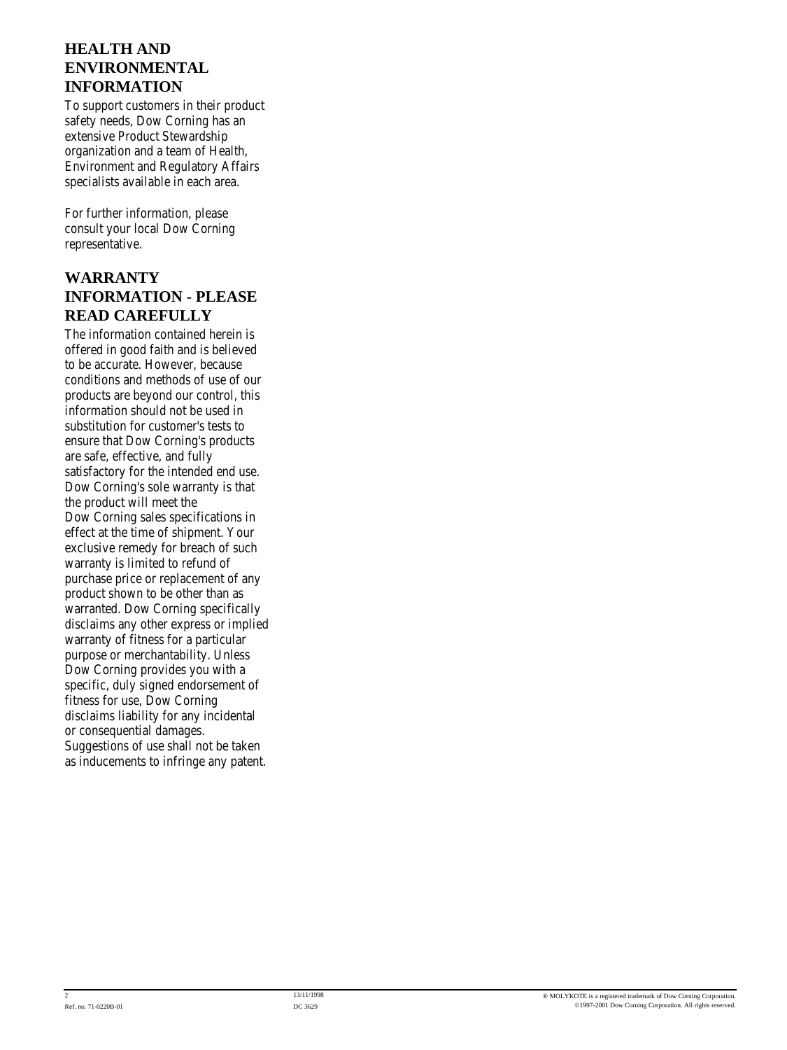## HEALTH AND ENVIRONMENTAL INFORMATION

To support customers in their product safety needs, Dow Corning has an extensive Product Stewardship organization and a team of Health, Environment and Regulatory Affairs specialists available in each area.

For further information, please consult your local Dow Corning representative.

## WARRANTY INFORMATION - PLEASE READ CAREFULLY

The information contained herein is offered in good faith and is believed to be accurate. However, because conditions and methods of use of our products are beyond our control, this information should not be used in substitution for customer's tests to ensure that Dow Corning's products are safe, effective, and fully satisfactory for the intended end use. Dow Corning's sole warranty is that the product will meet the Dow Corning sales specifications in effect at the time of shipment. Your exclusive remedy for breach of such warranty is limited to refund of purchase price or replacement of any product shown to be other than as warranted. Dow Corning specifically disclaims any other express or implied warranty of fitness for a particular purpose or merchantability. Unless Dow Corning provides you with a specific, duly signed endorsement of fitness for use, Dow Corning disclaims liability for any incidental or consequential damages. Suggestions of use shall not be taken as inducements to infringe any patent.

Ref. no. 71-0220B-01 13/11/1998 DC 3629

® MOLYKOTE is a registered trademark of Dow Corning Corporation.
©1997-2001 Dow Corning Corporation. All rights reserved.